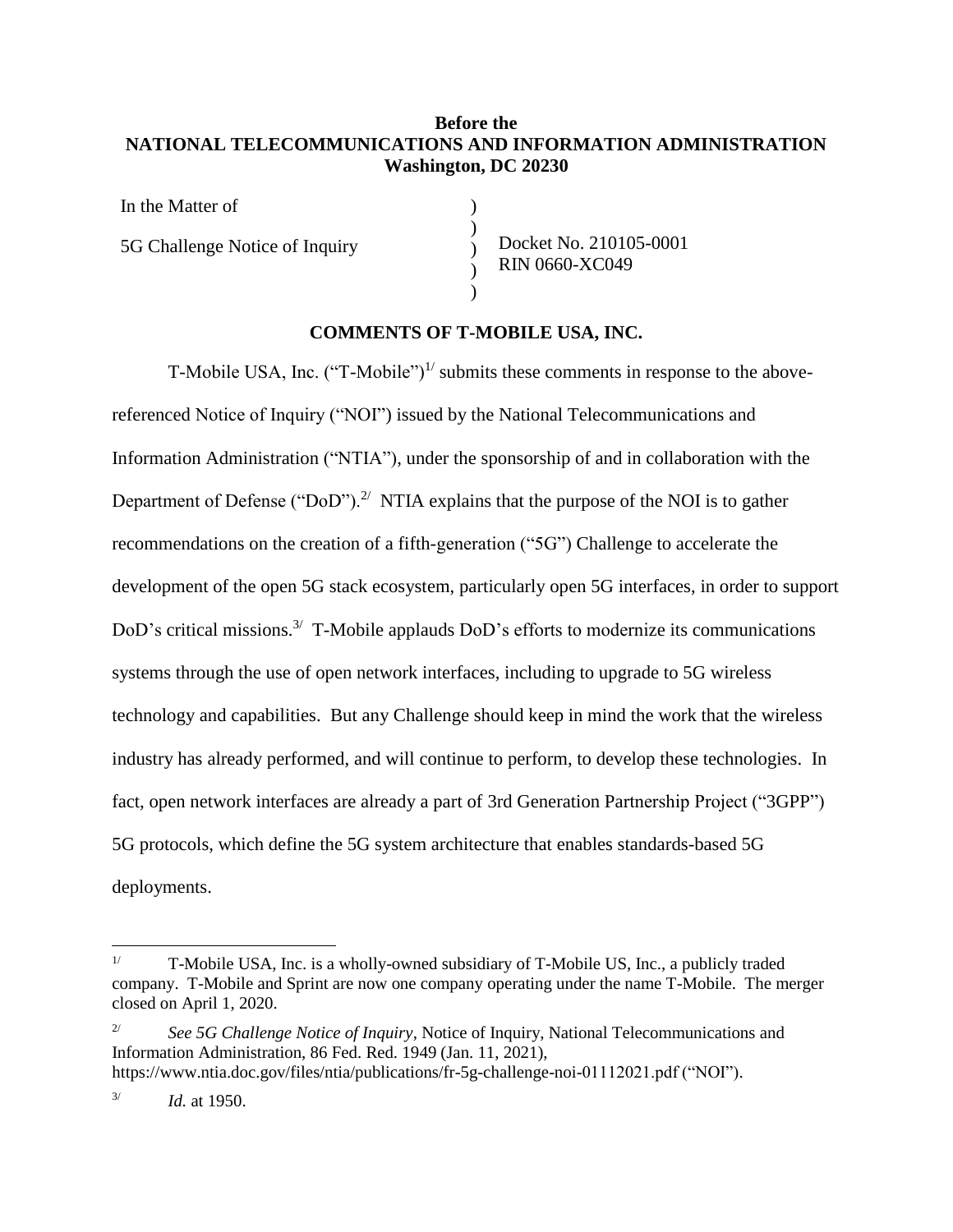**Before the**
**NATIONAL TELECOMMUNICATIONS AND INFORMATION ADMINISTRATION**
**Washington, DC 20230**

| | | |
|---|---|---|
| In the Matter of | ) | |
| | ) | |
| 5G Challenge Notice of Inquiry | ) | Docket No. 210105-0001 |
| | ) | RIN 0660-XC049 |
| | ) | |

**COMMENTS OF T-MOBILE USA, INC.**

T-Mobile USA, Inc. ("T-Mobile")[1/] submits these comments in response to the above-referenced Notice of Inquiry ("NOI") issued by the National Telecommunications and Information Administration ("NTIA"), under the sponsorship of and in collaboration with the Department of Defense ("DoD").[2/] NTIA explains that the purpose of the NOI is to gather recommendations on the creation of a fifth-generation ("5G") Challenge to accelerate the development of the open 5G stack ecosystem, particularly open 5G interfaces, in order to support DoD's critical missions.[3/] T-Mobile applauds DoD's efforts to modernize its communications systems through the use of open network interfaces, including to upgrade to 5G wireless technology and capabilities. But any Challenge should keep in mind the work that the wireless industry has already performed, and will continue to perform, to develop these technologies. In fact, open network interfaces are already a part of 3rd Generation Partnership Project ("3GPP") 5G protocols, which define the 5G system architecture that enables standards-based 5G deployments.

---

[1/] T-Mobile USA, Inc. is a wholly-owned subsidiary of T-Mobile US, Inc., a publicly traded company. T-Mobile and Sprint are now one company operating under the name T-Mobile. The merger closed on April 1, 2020.

[2/] *See 5G Challenge Notice of Inquiry*, Notice of Inquiry, National Telecommunications and Information Administration, 86 Fed. Red. 1949 (Jan. 11, 2021), https://www.ntia.doc.gov/files/ntia/publications/fr-5g-challenge-noi-01112021.pdf ("NOI").

[3/] *Id.* at 1950.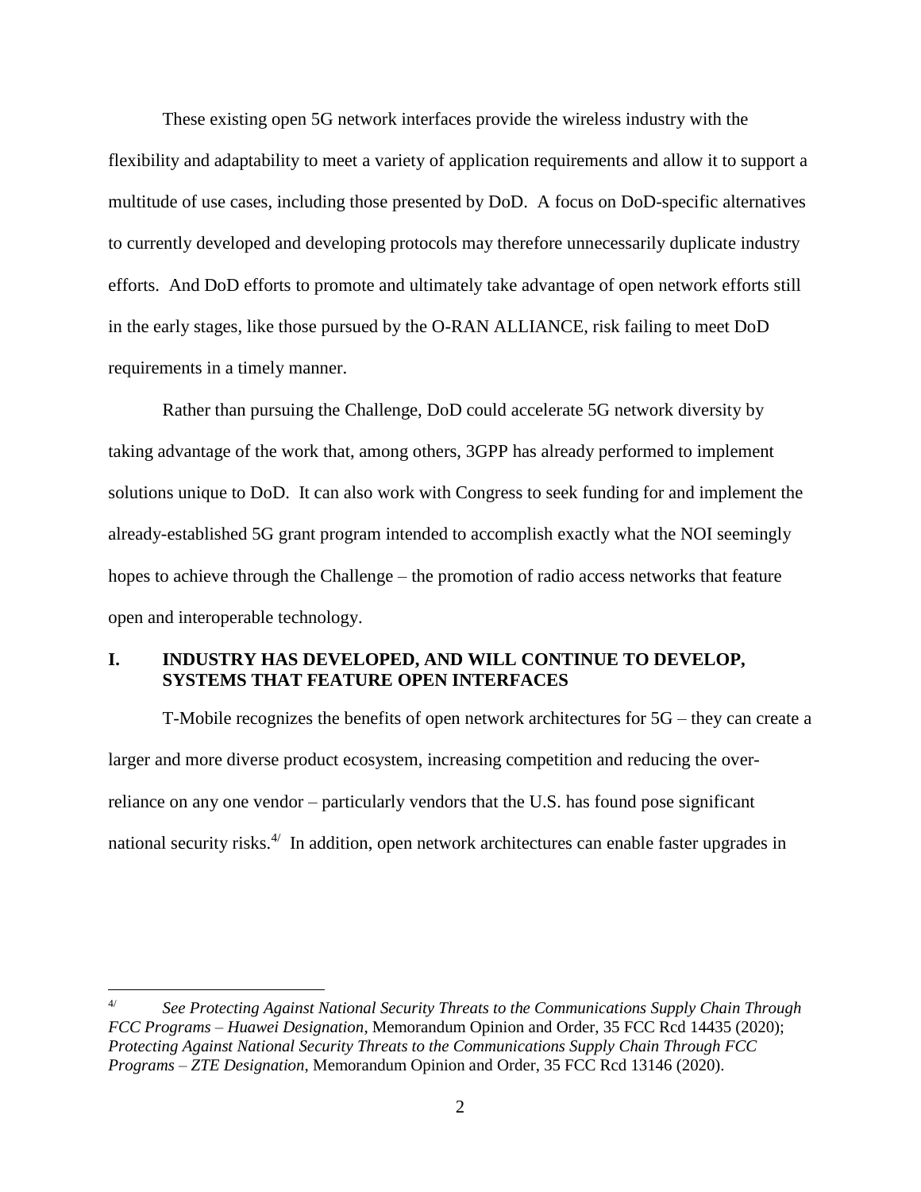These existing open 5G network interfaces provide the wireless industry with the flexibility and adaptability to meet a variety of application requirements and allow it to support a multitude of use cases, including those presented by DoD. A focus on DoD-specific alternatives to currently developed and developing protocols may therefore unnecessarily duplicate industry efforts. And DoD efforts to promote and ultimately take advantage of open network efforts still in the early stages, like those pursued by the O-RAN ALLIANCE, risk failing to meet DoD requirements in a timely manner.

Rather than pursuing the Challenge, DoD could accelerate 5G network diversity by taking advantage of the work that, among others, 3GPP has already performed to implement solutions unique to DoD. It can also work with Congress to seek funding for and implement the already-established 5G grant program intended to accomplish exactly what the NOI seemingly hopes to achieve through the Challenge – the promotion of radio access networks that feature open and interoperable technology.

## I. INDUSTRY HAS DEVELOPED, AND WILL CONTINUE TO DEVELOP, SYSTEMS THAT FEATURE OPEN INTERFACES

T-Mobile recognizes the benefits of open network architectures for 5G – they can create a larger and more diverse product ecosystem, increasing competition and reducing the over-reliance on any one vendor – particularly vendors that the U.S. has found pose significant national security risks.[4/] In addition, open network architectures can enable faster upgrades in

---

[4/] *See Protecting Against National Security Threats to the Communications Supply Chain Through FCC Programs – Huawei Designation*, Memorandum Opinion and Order, 35 FCC Rcd 14435 (2020); *Protecting Against National Security Threats to the Communications Supply Chain Through FCC Programs – ZTE Designation*, Memorandum Opinion and Order, 35 FCC Rcd 13146 (2020).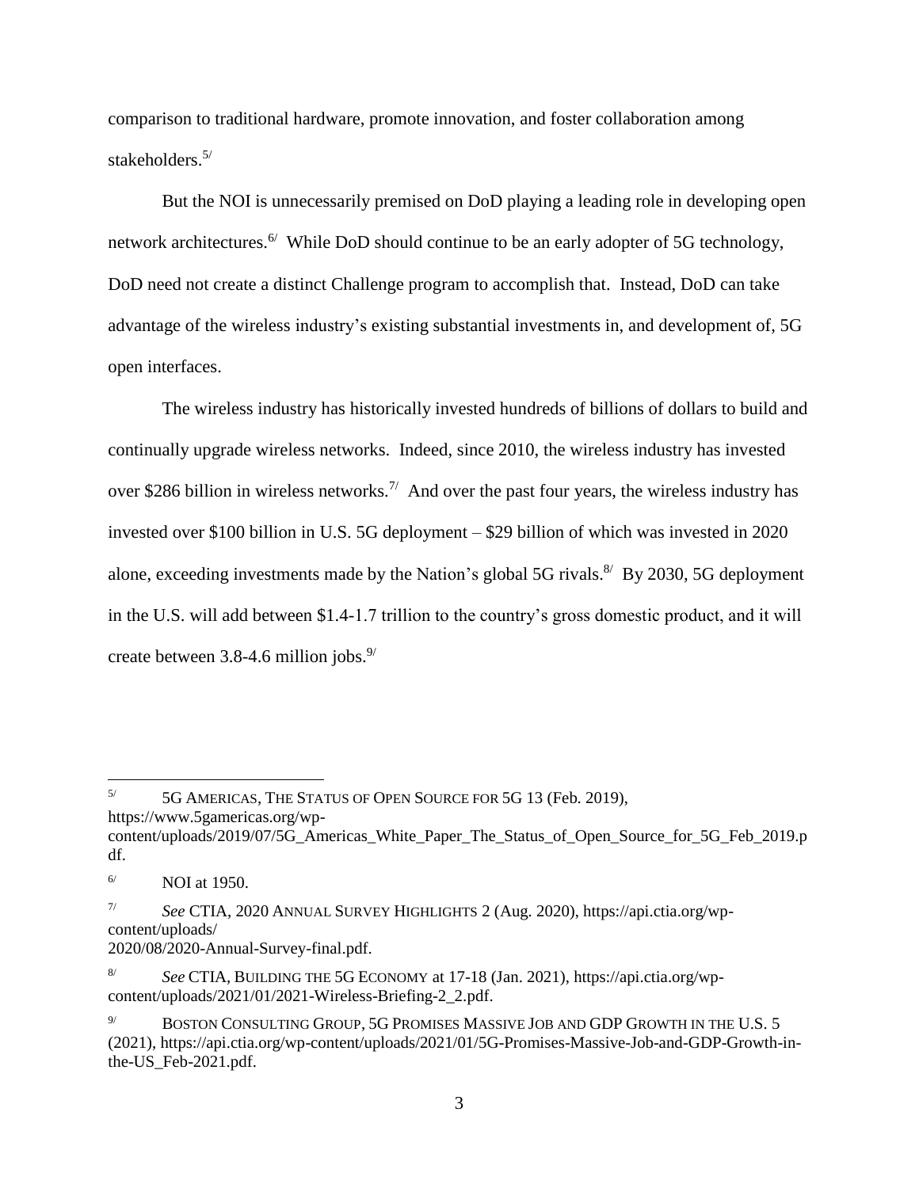comparison to traditional hardware, promote innovation, and foster collaboration among stakeholders.[5/]

But the NOI is unnecessarily premised on DoD playing a leading role in developing open network architectures.[6/] While DoD should continue to be an early adopter of 5G technology, DoD need not create a distinct Challenge program to accomplish that. Instead, DoD can take advantage of the wireless industry's existing substantial investments in, and development of, 5G open interfaces.

The wireless industry has historically invested hundreds of billions of dollars to build and continually upgrade wireless networks. Indeed, since 2010, the wireless industry has invested over $286 billion in wireless networks.[7/] And over the past four years, the wireless industry has invested over $100 billion in U.S. 5G deployment – $29 billion of which was invested in 2020 alone, exceeding investments made by the Nation's global 5G rivals.[8/] By 2030, 5G deployment in the U.S. will add between $1.4-1.7 trillion to the country's gross domestic product, and it will create between 3.8-4.6 million jobs.[9/]

---

[5/] 5G AMERICAS, THE STATUS OF OPEN SOURCE FOR 5G 13 (Feb. 2019), https://www.5gamericas.org/wp-content/uploads/2019/07/5G_Americas_White_Paper_The_Status_of_Open_Source_for_5G_Feb_2019.pdf.

[6/] NOI at 1950.

[7/] *See* CTIA, 2020 ANNUAL SURVEY HIGHLIGHTS 2 (Aug. 2020), https://api.ctia.org/wp-content/uploads/2020/08/2020-Annual-Survey-final.pdf.

[8/] *See* CTIA, BUILDING THE 5G ECONOMY at 17-18 (Jan. 2021), https://api.ctia.org/wp-content/uploads/2021/01/2021-Wireless-Briefing-2_2.pdf.

[9/] BOSTON CONSULTING GROUP, 5G PROMISES MASSIVE JOB AND GDP GROWTH IN THE U.S. 5 (2021), https://api.ctia.org/wp-content/uploads/2021/01/5G-Promises-Massive-Job-and-GDP-Growth-in-the-US_Feb-2021.pdf.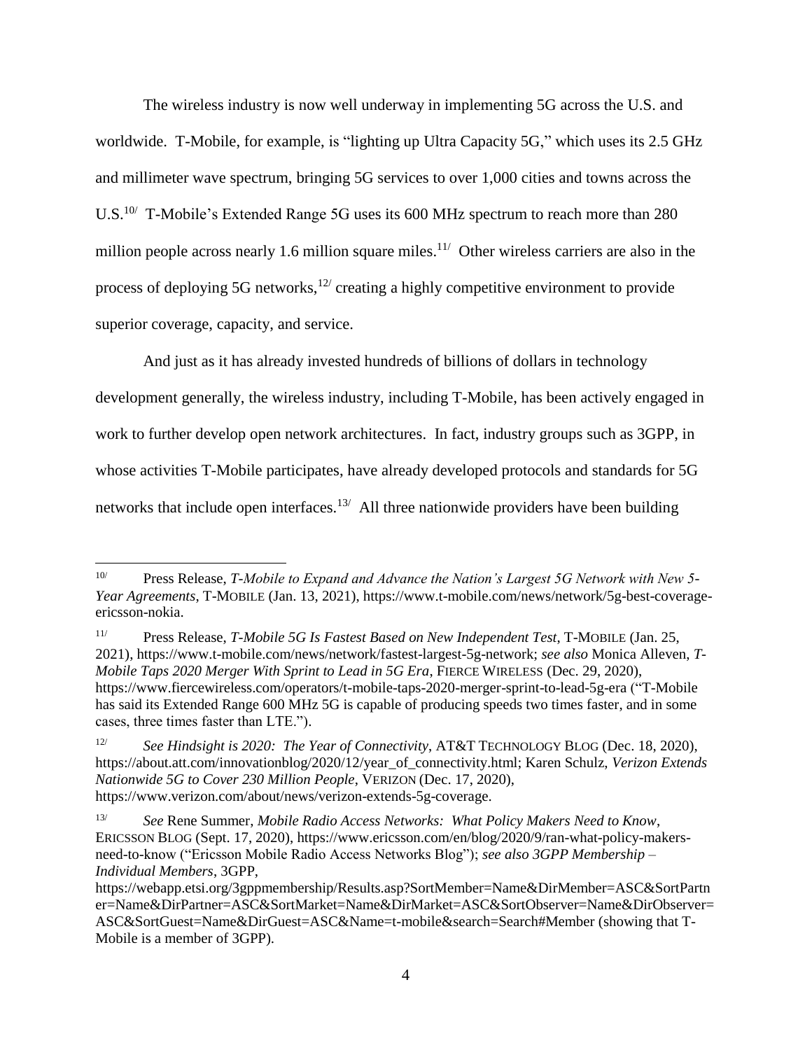The wireless industry is now well underway in implementing 5G across the U.S. and worldwide. T-Mobile, for example, is "lighting up Ultra Capacity 5G," which uses its 2.5 GHz and millimeter wave spectrum, bringing 5G services to over 1,000 cities and towns across the U.S.[10/] T-Mobile's Extended Range 5G uses its 600 MHz spectrum to reach more than 280 million people across nearly 1.6 million square miles.[11/] Other wireless carriers are also in the process of deploying 5G networks,[12/] creating a highly competitive environment to provide superior coverage, capacity, and service.

And just as it has already invested hundreds of billions of dollars in technology development generally, the wireless industry, including T-Mobile, has been actively engaged in work to further develop open network architectures. In fact, industry groups such as 3GPP, in whose activities T-Mobile participates, have already developed protocols and standards for 5G networks that include open interfaces.[13/] All three nationwide providers have been building

---

[10/] Press Release, *T-Mobile to Expand and Advance the Nation's Largest 5G Network with New 5-Year Agreements*, T-MOBILE (Jan. 13, 2021), https://www.t-mobile.com/news/network/5g-best-coverage-ericsson-nokia.

[11/] Press Release, *T-Mobile 5G Is Fastest Based on New Independent Test*, T-MOBILE (Jan. 25, 2021), https://www.t-mobile.com/news/network/fastest-largest-5g-network; *see also* Monica Alleven, *T-Mobile Taps 2020 Merger With Sprint to Lead in 5G Era*, FIERCE WIRELESS (Dec. 29, 2020), https://www.fiercewireless.com/operators/t-mobile-taps-2020-merger-sprint-to-lead-5g-era ("T-Mobile has said its Extended Range 600 MHz 5G is capable of producing speeds two times faster, and in some cases, three times faster than LTE.").

[12/] *See Hindsight is 2020: The Year of Connectivity*, AT&T TECHNOLOGY BLOG (Dec. 18, 2020), https://about.att.com/innovationblog/2020/12/year_of_connectivity.html; Karen Schulz, *Verizon Extends Nationwide 5G to Cover 230 Million People*, VERIZON (Dec. 17, 2020), https://www.verizon.com/about/news/verizon-extends-5g-coverage.

[13/] *See* Rene Summer, *Mobile Radio Access Networks: What Policy Makers Need to Know*, ERICSSON BLOG (Sept. 17, 2020), https://www.ericsson.com/en/blog/2020/9/ran-what-policy-makers-need-to-know ("Ericsson Mobile Radio Access Networks Blog"); *see also 3GPP Membership – Individual Members*, 3GPP, https://webapp.etsi.org/3gppmembership/Results.asp?SortMember=Name&DirMember=ASC&SortPartner=Name&DirPartner=ASC&SortMarket=Name&DirMarket=ASC&SortObserver=Name&DirObserver=ASC&SortGuest=Name&DirGuest=ASC&Name=t-mobile&search=Search#Member (showing that T-Mobile is a member of 3GPP).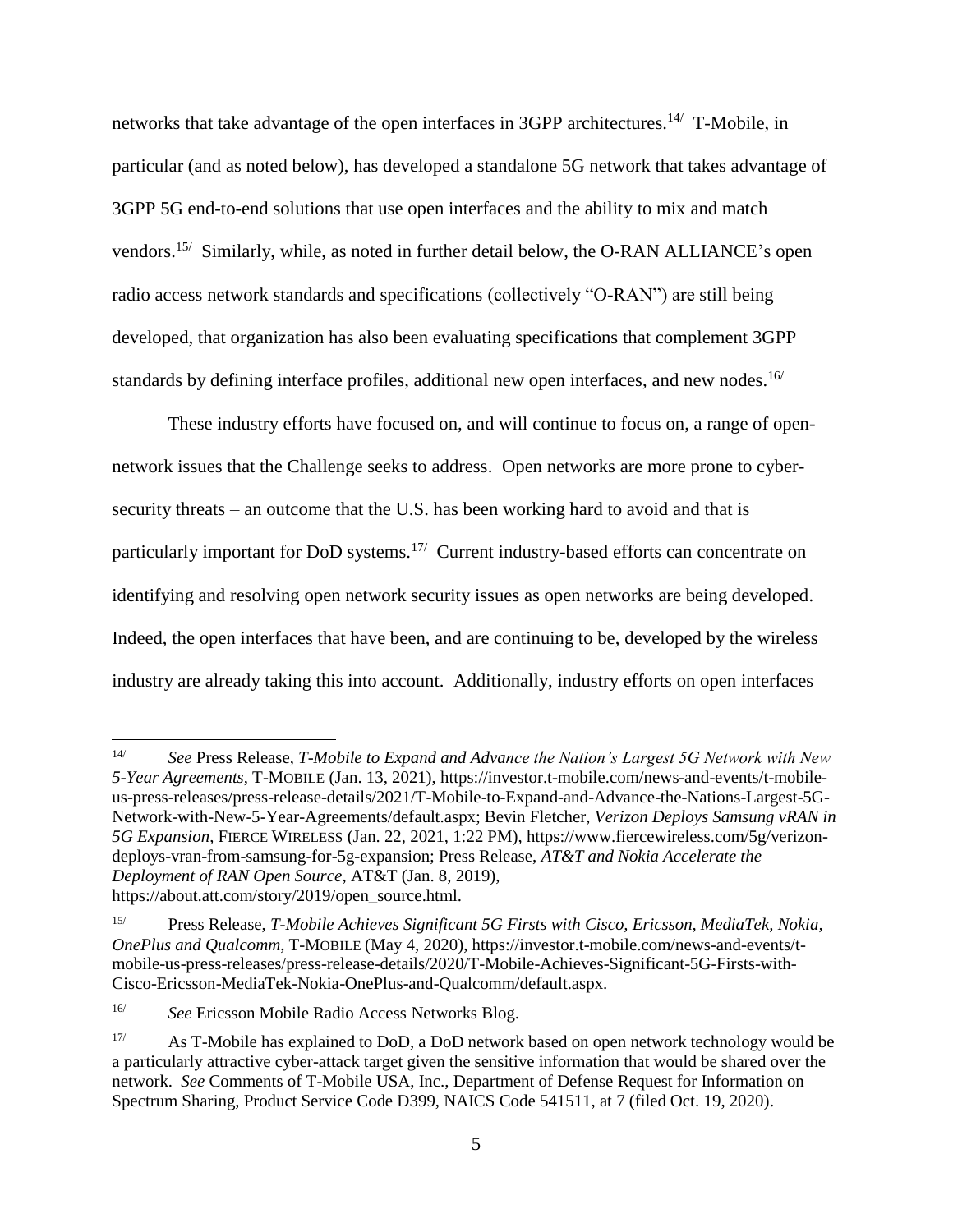networks that take advantage of the open interfaces in 3GPP architectures.[14/] T-Mobile, in particular (and as noted below), has developed a standalone 5G network that takes advantage of 3GPP 5G end-to-end solutions that use open interfaces and the ability to mix and match vendors.[15/] Similarly, while, as noted in further detail below, the O-RAN ALLIANCE's open radio access network standards and specifications (collectively "O-RAN") are still being developed, that organization has also been evaluating specifications that complement 3GPP standards by defining interface profiles, additional new open interfaces, and new nodes.[16/]

These industry efforts have focused on, and will continue to focus on, a range of open-network issues that the Challenge seeks to address. Open networks are more prone to cyber-security threats – an outcome that the U.S. has been working hard to avoid and that is particularly important for DoD systems.[17/] Current industry-based efforts can concentrate on identifying and resolving open network security issues as open networks are being developed. Indeed, the open interfaces that have been, and are continuing to be, developed by the wireless industry are already taking this into account. Additionally, industry efforts on open interfaces

---

[14/] *See* Press Release, *T-Mobile to Expand and Advance the Nation's Largest 5G Network with New 5-Year Agreements*, T-MOBILE (Jan. 13, 2021), https://investor.t-mobile.com/news-and-events/t-mobile-us-press-releases/press-release-details/2021/T-Mobile-to-Expand-and-Advance-the-Nations-Largest-5G-Network-with-New-5-Year-Agreements/default.aspx; Bevin Fletcher, *Verizon Deploys Samsung vRAN in 5G Expansion*, FIERCE WIRELESS (Jan. 22, 2021, 1:22 PM), https://www.fiercewireless.com/5g/verizon-deploys-vran-from-samsung-for-5g-expansion; Press Release, *AT&T and Nokia Accelerate the Deployment of RAN Open Source*, AT&T (Jan. 8, 2019), https://about.att.com/story/2019/open_source.html.

[15/] Press Release, *T-Mobile Achieves Significant 5G Firsts with Cisco, Ericsson, MediaTek, Nokia, OnePlus and Qualcomm*, T-MOBILE (May 4, 2020), https://investor.t-mobile.com/news-and-events/t-mobile-us-press-releases/press-release-details/2020/T-Mobile-Achieves-Significant-5G-Firsts-with-Cisco-Ericsson-MediaTek-Nokia-OnePlus-and-Qualcomm/default.aspx.

[16/] *See* Ericsson Mobile Radio Access Networks Blog.

[17/] As T-Mobile has explained to DoD, a DoD network based on open network technology would be a particularly attractive cyber-attack target given the sensitive information that would be shared over the network. *See* Comments of T-Mobile USA, Inc., Department of Defense Request for Information on Spectrum Sharing, Product Service Code D399, NAICS Code 541511, at 7 (filed Oct. 19, 2020).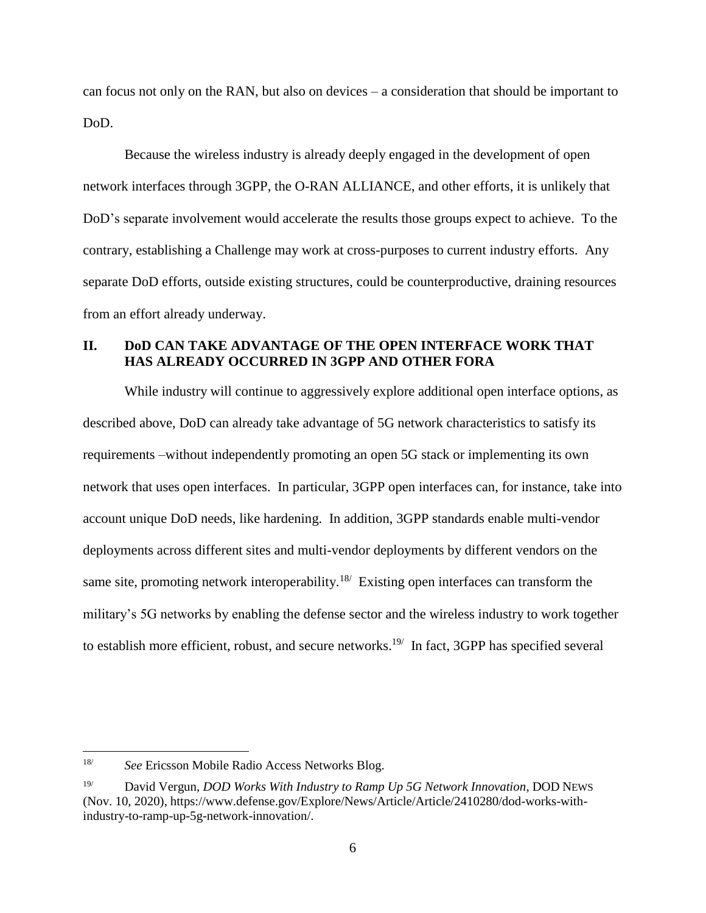can focus not only on the RAN, but also on devices – a consideration that should be important to DoD.

Because the wireless industry is already deeply engaged in the development of open network interfaces through 3GPP, the O-RAN ALLIANCE, and other efforts, it is unlikely that DoD's separate involvement would accelerate the results those groups expect to achieve. To the contrary, establishing a Challenge may work at cross-purposes to current industry efforts. Any separate DoD efforts, outside existing structures, could be counterproductive, draining resources from an effort already underway.

## II. DoD CAN TAKE ADVANTAGE OF THE OPEN INTERFACE WORK THAT HAS ALREADY OCCURRED IN 3GPP AND OTHER FORA

While industry will continue to aggressively explore additional open interface options, as described above, DoD can already take advantage of 5G network characteristics to satisfy its requirements –without independently promoting an open 5G stack or implementing its own network that uses open interfaces. In particular, 3GPP open interfaces can, for instance, take into account unique DoD needs, like hardening. In addition, 3GPP standards enable multi-vendor deployments across different sites and multi-vendor deployments by different vendors on the same site, promoting network interoperability.[18/] Existing open interfaces can transform the military's 5G networks by enabling the defense sector and the wireless industry to work together to establish more efficient, robust, and secure networks.[19/] In fact, 3GPP has specified several

---

[18/] *See* Ericsson Mobile Radio Access Networks Blog.

[19/] David Vergun, *DOD Works With Industry to Ramp Up 5G Network Innovation*, DOD NEWS (Nov. 10, 2020), https://www.defense.gov/Explore/News/Article/Article/2410280/dod-works-with-industry-to-ramp-up-5g-network-innovation/.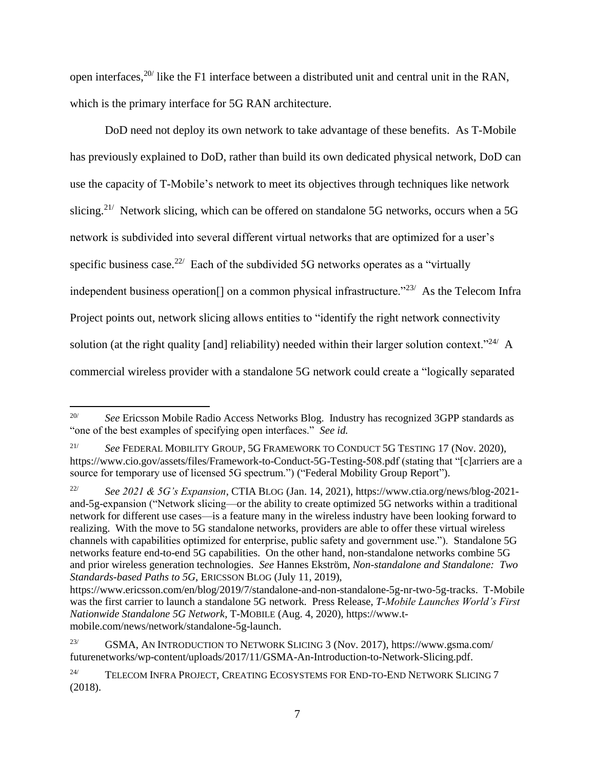open interfaces,[20] like the F1 interface between a distributed unit and central unit in the RAN, which is the primary interface for 5G RAN architecture.

DoD need not deploy its own network to take advantage of these benefits. As T-Mobile has previously explained to DoD, rather than build its own dedicated physical network, DoD can use the capacity of T-Mobile's network to meet its objectives through techniques like network slicing.[21] Network slicing, which can be offered on standalone 5G networks, occurs when a 5G network is subdivided into several different virtual networks that are optimized for a user's specific business case.[22] Each of the subdivided 5G networks operates as a "virtually independent business operation[] on a common physical infrastructure."[23] As the Telecom Infra Project points out, network slicing allows entities to "identify the right network connectivity solution (at the right quality [and] reliability) needed within their larger solution context."[24] A commercial wireless provider with a standalone 5G network could create a "logically separated

---

[20] *See* Ericsson Mobile Radio Access Networks Blog. Industry has recognized 3GPP standards as "one of the best examples of specifying open interfaces." *See id.*

[21] *See* FEDERAL MOBILITY GROUP, 5G FRAMEWORK TO CONDUCT 5G TESTING 17 (Nov. 2020), https://www.cio.gov/assets/files/Framework-to-Conduct-5G-Testing-508.pdf (stating that "[c]arriers are a source for temporary use of licensed 5G spectrum.") ("Federal Mobility Group Report").

[22] *See 2021 & 5G's Expansion*, CTIA BLOG (Jan. 14, 2021), https://www.ctia.org/news/blog-2021-and-5g-expansion ("Network slicing—or the ability to create optimized 5G networks within a traditional network for different use cases—is a feature many in the wireless industry have been looking forward to realizing. With the move to 5G standalone networks, providers are able to offer these virtual wireless channels with capabilities optimized for enterprise, public safety and government use."). Standalone 5G networks feature end-to-end 5G capabilities. On the other hand, non-standalone networks combine 5G and prior wireless generation technologies. *See* Hannes Ekström, *Non-standalone and Standalone: Two Standards-based Paths to 5G*, ERICSSON BLOG (July 11, 2019), https://www.ericsson.com/en/blog/2019/7/standalone-and-non-standalone-5g-nr-two-5g-tracks. T-Mobile was the first carrier to launch a standalone 5G network. Press Release, *T-Mobile Launches World's First Nationwide Standalone 5G Network*, T-MOBILE (Aug. 4, 2020), https://www.t-mobile.com/news/network/standalone-5g-launch.

[23] GSMA, AN INTRODUCTION TO NETWORK SLICING 3 (Nov. 2017), https://www.gsma.com/futurenetworks/wp-content/uploads/2017/11/GSMA-An-Introduction-to-Network-Slicing.pdf.

[24] TELECOM INFRA PROJECT, CREATING ECOSYSTEMS FOR END-TO-END NETWORK SLICING 7 (2018).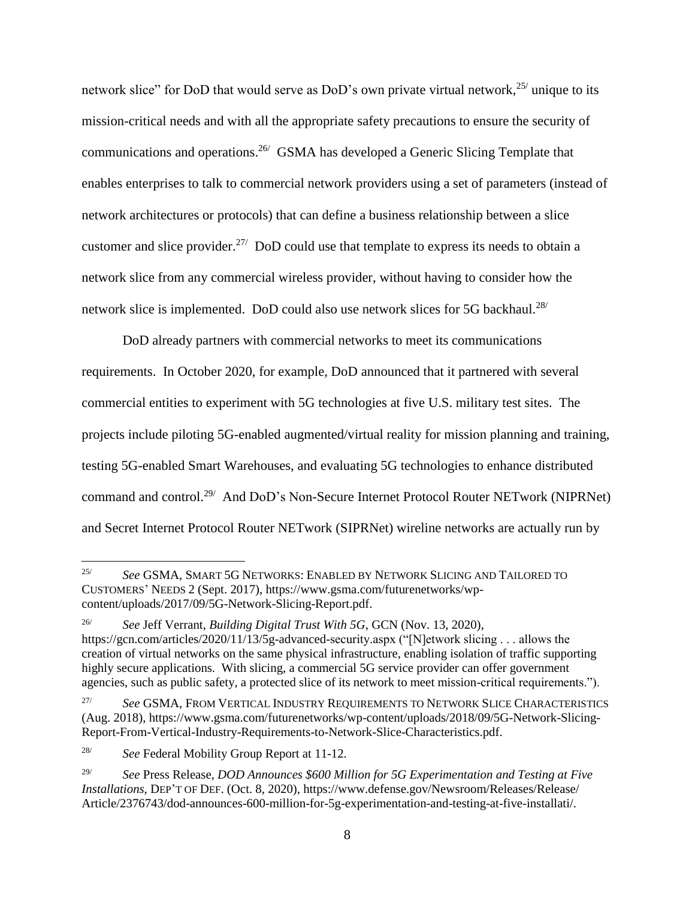network slice" for DoD that would serve as DoD's own private virtual network,[25] unique to its mission-critical needs and with all the appropriate safety precautions to ensure the security of communications and operations.[26] GSMA has developed a Generic Slicing Template that enables enterprises to talk to commercial network providers using a set of parameters (instead of network architectures or protocols) that can define a business relationship between a slice customer and slice provider.[27] DoD could use that template to express its needs to obtain a network slice from any commercial wireless provider, without having to consider how the network slice is implemented. DoD could also use network slices for 5G backhaul.[28]

DoD already partners with commercial networks to meet its communications requirements. In October 2020, for example, DoD announced that it partnered with several commercial entities to experiment with 5G technologies at five U.S. military test sites. The projects include piloting 5G-enabled augmented/virtual reality for mission planning and training, testing 5G-enabled Smart Warehouses, and evaluating 5G technologies to enhance distributed command and control.[29] And DoD's Non-Secure Internet Protocol Router NETwork (NIPRNet) and Secret Internet Protocol Router NETwork (SIPRNet) wireline networks are actually run by

---

[25] *See* GSMA, SMART 5G NETWORKS: ENABLED BY NETWORK SLICING AND TAILORED TO CUSTOMERS' NEEDS 2 (Sept. 2017), https://www.gsma.com/futurenetworks/wp-content/uploads/2017/09/5G-Network-Slicing-Report.pdf.

[26] *See* Jeff Verrant, *Building Digital Trust With 5G*, GCN (Nov. 13, 2020), https://gcn.com/articles/2020/11/13/5g-advanced-security.aspx ("[N]etwork slicing . . . allows the creation of virtual networks on the same physical infrastructure, enabling isolation of traffic supporting highly secure applications. With slicing, a commercial 5G service provider can offer government agencies, such as public safety, a protected slice of its network to meet mission-critical requirements.").

[27] *See* GSMA, FROM VERTICAL INDUSTRY REQUIREMENTS TO NETWORK SLICE CHARACTERISTICS (Aug. 2018), https://www.gsma.com/futurenetworks/wp-content/uploads/2018/09/5G-Network-Slicing-Report-From-Vertical-Industry-Requirements-to-Network-Slice-Characteristics.pdf.

[28] *See* Federal Mobility Group Report at 11-12.

[29] *See* Press Release, *DOD Announces $600 Million for 5G Experimentation and Testing at Five Installations*, DEP'T OF DEF. (Oct. 8, 2020), https://www.defense.gov/Newsroom/Releases/Release/Article/2376743/dod-announces-600-million-for-5g-experimentation-and-testing-at-five-installati/.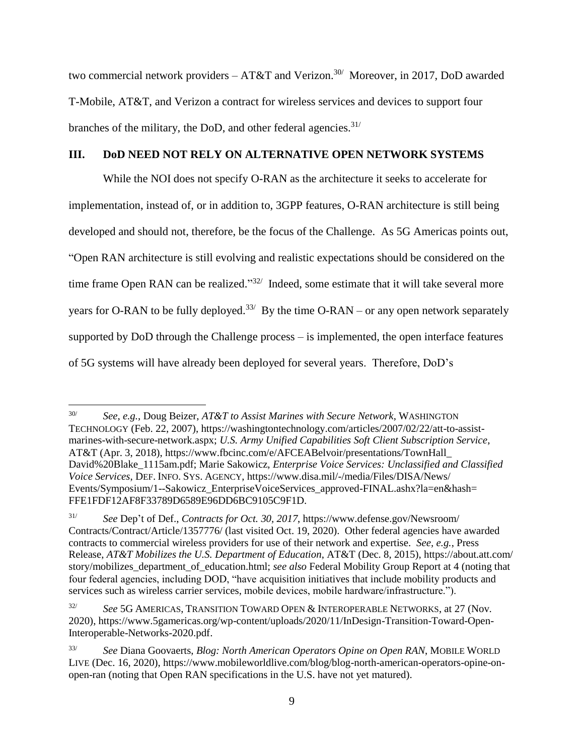two commercial network providers – AT&T and Verizon.[30/] Moreover, in 2017, DoD awarded T-Mobile, AT&T, and Verizon a contract for wireless services and devices to support four branches of the military, the DoD, and other federal agencies.[31/]

## III. DoD NEED NOT RELY ON ALTERNATIVE OPEN NETWORK SYSTEMS

While the NOI does not specify O-RAN as the architecture it seeks to accelerate for implementation, instead of, or in addition to, 3GPP features, O-RAN architecture is still being developed and should not, therefore, be the focus of the Challenge. As 5G Americas points out, "Open RAN architecture is still evolving and realistic expectations should be considered on the time frame Open RAN can be realized."[32/] Indeed, some estimate that it will take several more years for O-RAN to be fully deployed.[33/] By the time O-RAN – or any open network separately supported by DoD through the Challenge process – is implemented, the open interface features of 5G systems will have already been deployed for several years. Therefore, DoD's

---

[30/] *See, e.g.*, Doug Beizer, *AT&T to Assist Marines with Secure Network*, WASHINGTON TECHNOLOGY (Feb. 22, 2007), https://washingtontechnology.com/articles/2007/02/22/att-to-assist-marines-with-secure-network.aspx; *U.S. Army Unified Capabilities Soft Client Subscription Service*, AT&T (Apr. 3, 2018), https://www.fbcinc.com/e/AFCEABelvoir/presentations/TownHall_David%20Blake_1115am.pdf; Marie Sakowicz, *Enterprise Voice Services: Unclassified and Classified Voice Services*, DEF. INFO. SYS. AGENCY, https://www.disa.mil/-/media/Files/DISA/News/Events/Symposium/1--Sakowicz_EnterpriseVoiceServices_approved-FINAL.ashx?la=en&hash=FFE1FDF12AF8F33789D6589E96DD6BC9105C9F1D.

[31/] *See* Dep't of Def., *Contracts for Oct. 30, 2017*, https://www.defense.gov/Newsroom/Contracts/Contract/Article/1357776/ (last visited Oct. 19, 2020). Other federal agencies have awarded contracts to commercial wireless providers for use of their network and expertise. *See, e.g.*, Press Release, *AT&T Mobilizes the U.S. Department of Education*, AT&T (Dec. 8, 2015), https://about.att.com/story/mobilizes_department_of_education.html; *see also* Federal Mobility Group Report at 4 (noting that four federal agencies, including DOD, "have acquisition initiatives that include mobility products and services such as wireless carrier services, mobile devices, mobile hardware/infrastructure.").

[32/] *See* 5G AMERICAS, TRANSITION TOWARD OPEN & INTEROPERABLE NETWORKS, at 27 (Nov. 2020), https://www.5gamericas.org/wp-content/uploads/2020/11/InDesign-Transition-Toward-Open-Interoperable-Networks-2020.pdf.

[33/] *See* Diana Goovaerts, *Blog: North American Operators Opine on Open RAN*, MOBILE WORLD LIVE (Dec. 16, 2020), https://www.mobileworldlive.com/blog/blog-north-american-operators-opine-on-open-ran (noting that Open RAN specifications in the U.S. have not yet matured).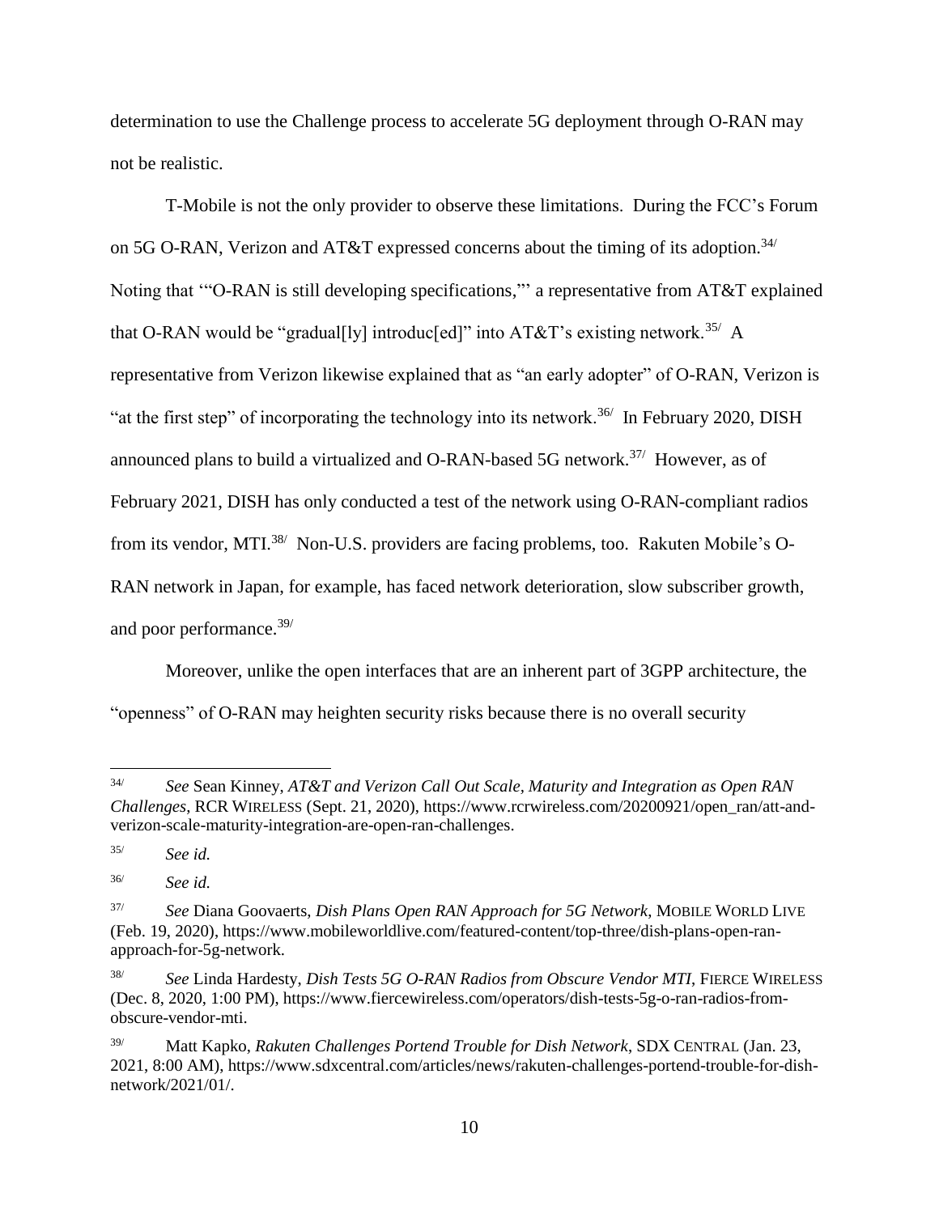determination to use the Challenge process to accelerate 5G deployment through O-RAN may not be realistic.

T-Mobile is not the only provider to observe these limitations. During the FCC's Forum on 5G O-RAN, Verizon and AT&T expressed concerns about the timing of its adoption.[34/] Noting that '"O-RAN is still developing specifications,"' a representative from AT&T explained that O-RAN would be "gradual[ly] introduc[ed]" into AT&T's existing network.[35/] A representative from Verizon likewise explained that as "an early adopter" of O-RAN, Verizon is "at the first step" of incorporating the technology into its network.[36/] In February 2020, DISH announced plans to build a virtualized and O-RAN-based 5G network.[37/] However, as of February 2021, DISH has only conducted a test of the network using O-RAN-compliant radios from its vendor, MTI.[38/] Non-U.S. providers are facing problems, too. Rakuten Mobile's O-RAN network in Japan, for example, has faced network deterioration, slow subscriber growth, and poor performance.[39/]

Moreover, unlike the open interfaces that are an inherent part of 3GPP architecture, the "openness" of O-RAN may heighten security risks because there is no overall security

---

34/ *See* Sean Kinney, *AT&T and Verizon Call Out Scale, Maturity and Integration as Open RAN Challenges*, RCR WIRELESS (Sept. 21, 2020), https://www.rcrwireless.com/20200921/open_ran/att-and-verizon-scale-maturity-integration-are-open-ran-challenges.

35/ *See id.*

36/ *See id.*

37/ *See* Diana Goovaerts, *Dish Plans Open RAN Approach for 5G Network*, MOBILE WORLD LIVE (Feb. 19, 2020), https://www.mobileworldlive.com/featured-content/top-three/dish-plans-open-ran-approach-for-5g-network.

38/ *See* Linda Hardesty, *Dish Tests 5G O-RAN Radios from Obscure Vendor MTI*, FIERCE WIRELESS (Dec. 8, 2020, 1:00 PM), https://www.fiercewireless.com/operators/dish-tests-5g-o-ran-radios-from-obscure-vendor-mti.

39/ Matt Kapko, *Rakuten Challenges Portend Trouble for Dish Network*, SDX CENTRAL (Jan. 23, 2021, 8:00 AM), https://www.sdxcentral.com/articles/news/rakuten-challenges-portend-trouble-for-dish-network/2021/01/.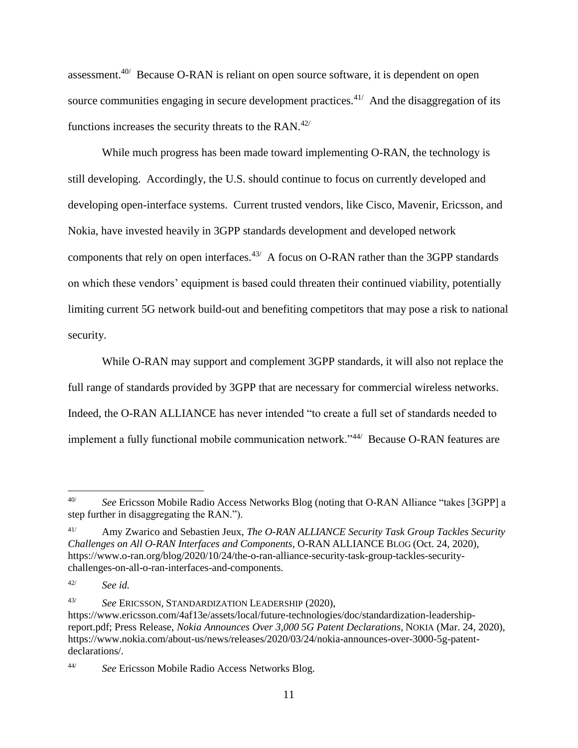assessment.[40] Because O-RAN is reliant on open source software, it is dependent on open source communities engaging in secure development practices.[41] And the disaggregation of its functions increases the security threats to the RAN.[42]

While much progress has been made toward implementing O-RAN, the technology is still developing. Accordingly, the U.S. should continue to focus on currently developed and developing open-interface systems. Current trusted vendors, like Cisco, Mavenir, Ericsson, and Nokia, have invested heavily in 3GPP standards development and developed network components that rely on open interfaces.[43] A focus on O-RAN rather than the 3GPP standards on which these vendors' equipment is based could threaten their continued viability, potentially limiting current 5G network build-out and benefiting competitors that may pose a risk to national security.

While O-RAN may support and complement 3GPP standards, it will also not replace the full range of standards provided by 3GPP that are necessary for commercial wireless networks. Indeed, the O-RAN ALLIANCE has never intended "to create a full set of standards needed to implement a fully functional mobile communication network."[44] Because O-RAN features are

---

[40] *See* Ericsson Mobile Radio Access Networks Blog (noting that O-RAN Alliance "takes [3GPP] a step further in disaggregating the RAN.").

[41] Amy Zwarico and Sebastien Jeux, *The O-RAN ALLIANCE Security Task Group Tackles Security Challenges on All O-RAN Interfaces and Components*, O-RAN ALLIANCE BLOG (Oct. 24, 2020), https://www.o-ran.org/blog/2020/10/24/the-o-ran-alliance-security-task-group-tackles-security-challenges-on-all-o-ran-interfaces-and-components.

[42] *See id.*

[43] *See* ERICSSON, STANDARDIZATION LEADERSHIP (2020), https://www.ericsson.com/4af13e/assets/local/future-technologies/doc/standardization-leadership-report.pdf; Press Release, *Nokia Announces Over 3,000 5G Patent Declarations*, NOKIA (Mar. 24, 2020), https://www.nokia.com/about-us/news/releases/2020/03/24/nokia-announces-over-3000-5g-patent-declarations/.

[44] *See* Ericsson Mobile Radio Access Networks Blog.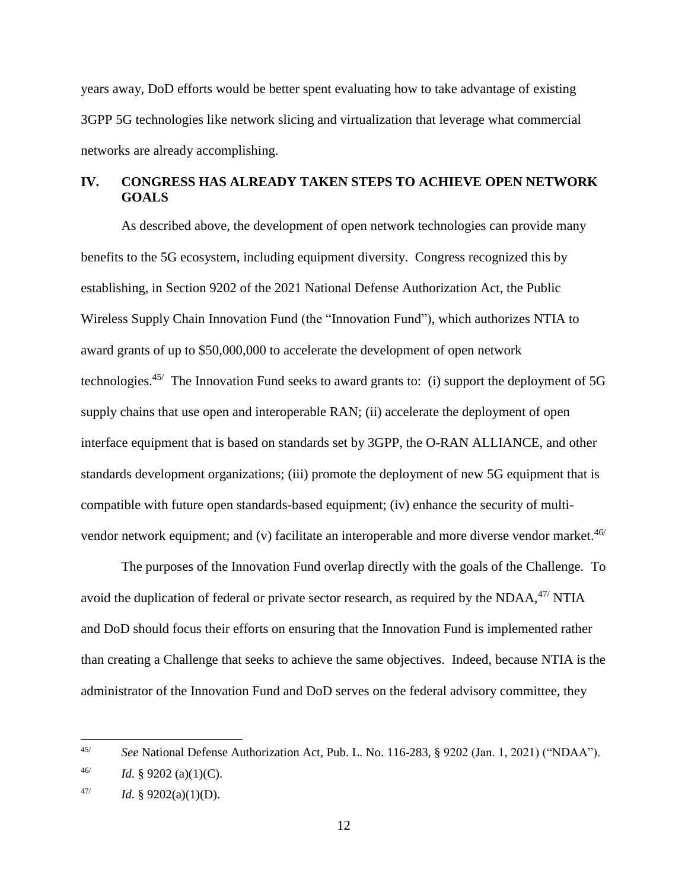years away, DoD efforts would be better spent evaluating how to take advantage of existing 3GPP 5G technologies like network slicing and virtualization that leverage what commercial networks are already accomplishing.

## IV. CONGRESS HAS ALREADY TAKEN STEPS TO ACHIEVE OPEN NETWORK GOALS

As described above, the development of open network technologies can provide many benefits to the 5G ecosystem, including equipment diversity. Congress recognized this by establishing, in Section 9202 of the 2021 National Defense Authorization Act, the Public Wireless Supply Chain Innovation Fund (the "Innovation Fund"), which authorizes NTIA to award grants of up to \$50,000,000 to accelerate the development of open network technologies.[45/] The Innovation Fund seeks to award grants to: (i) support the deployment of 5G supply chains that use open and interoperable RAN; (ii) accelerate the deployment of open interface equipment that is based on standards set by 3GPP, the O-RAN ALLIANCE, and other standards development organizations; (iii) promote the deployment of new 5G equipment that is compatible with future open standards-based equipment; (iv) enhance the security of multi-vendor network equipment; and (v) facilitate an interoperable and more diverse vendor market.[46/]

The purposes of the Innovation Fund overlap directly with the goals of the Challenge. To avoid the duplication of federal or private sector research, as required by the NDAA,[47/] NTIA and DoD should focus their efforts on ensuring that the Innovation Fund is implemented rather than creating a Challenge that seeks to achieve the same objectives. Indeed, because NTIA is the administrator of the Innovation Fund and DoD serves on the federal advisory committee, they

---

45/ *See* National Defense Authorization Act, Pub. L. No. 116-283, § 9202 (Jan. 1, 2021) ("NDAA").

46/ *Id.* § 9202 (a)(1)(C).

47/ *Id.* § 9202(a)(1)(D).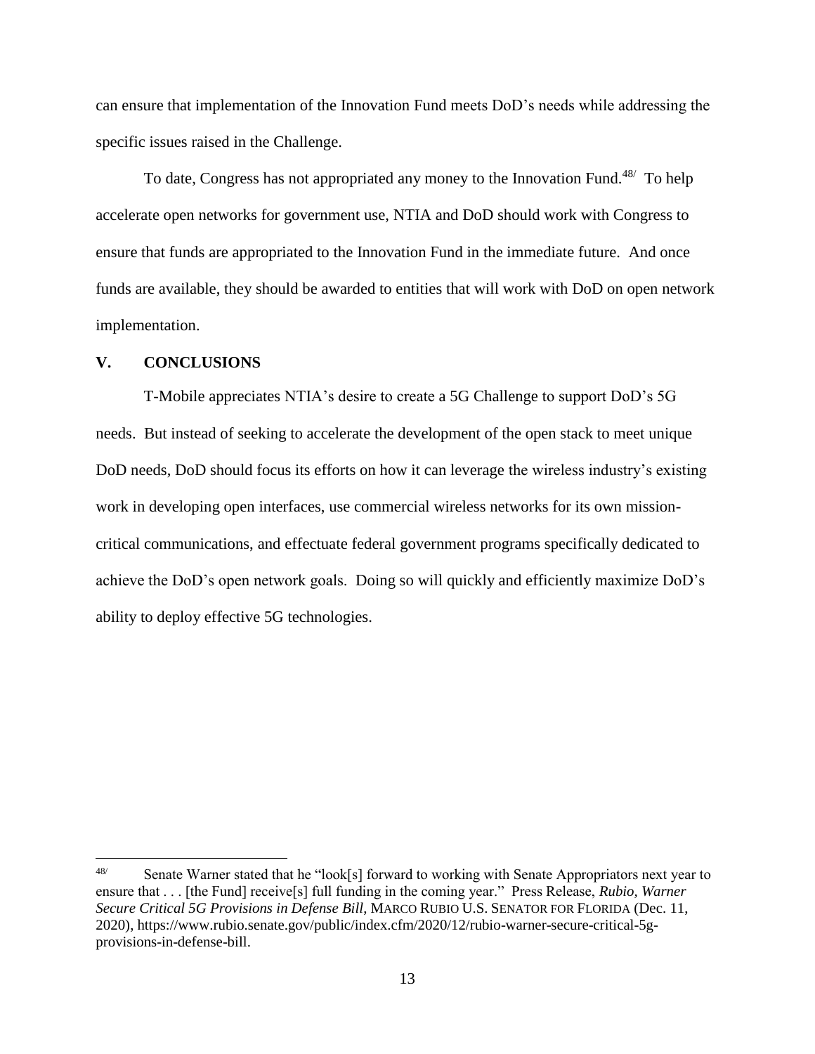can ensure that implementation of the Innovation Fund meets DoD's needs while addressing the specific issues raised in the Challenge.

To date, Congress has not appropriated any money to the Innovation Fund.[48/] To help accelerate open networks for government use, NTIA and DoD should work with Congress to ensure that funds are appropriated to the Innovation Fund in the immediate future. And once funds are available, they should be awarded to entities that will work with DoD on open network implementation.

## V. CONCLUSIONS

T-Mobile appreciates NTIA's desire to create a 5G Challenge to support DoD's 5G needs. But instead of seeking to accelerate the development of the open stack to meet unique DoD needs, DoD should focus its efforts on how it can leverage the wireless industry's existing work in developing open interfaces, use commercial wireless networks for its own mission-critical communications, and effectuate federal government programs specifically dedicated to achieve the DoD's open network goals. Doing so will quickly and efficiently maximize DoD's ability to deploy effective 5G technologies.

---

[48/] Senate Warner stated that he "look[s] forward to working with Senate Appropriators next year to ensure that . . . [the Fund] receive[s] full funding in the coming year." Press Release, *Rubio, Warner Secure Critical 5G Provisions in Defense Bill*, MARCO RUBIO U.S. SENATOR FOR FLORIDA (Dec. 11, 2020), https://www.rubio.senate.gov/public/index.cfm/2020/12/rubio-warner-secure-critical-5g-provisions-in-defense-bill.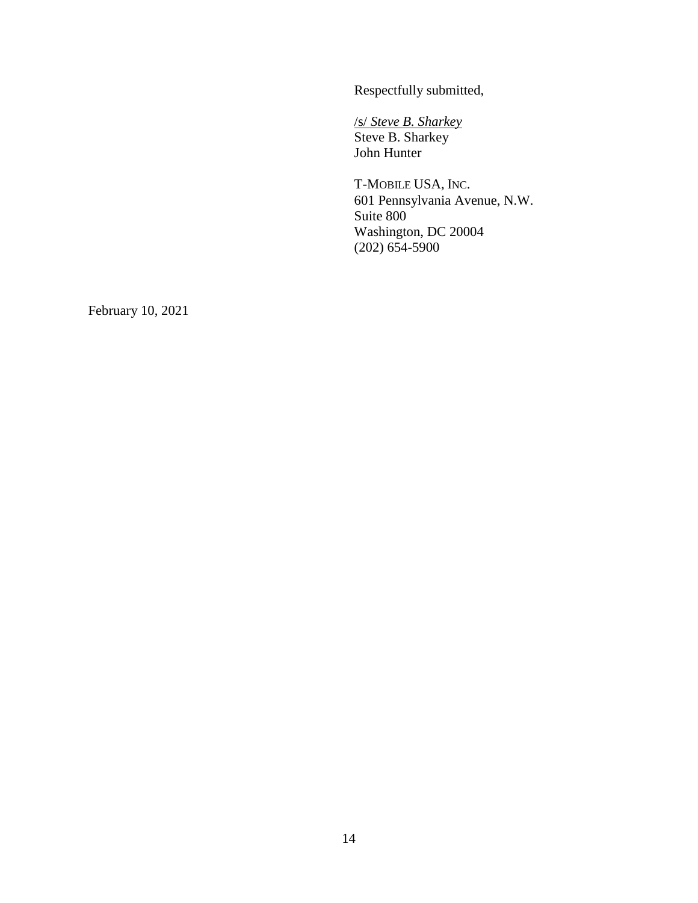Respectfully submitted,

/s/ *Steve B. Sharkey*
Steve B. Sharkey
John Hunter

T-MOBILE USA, INC.
601 Pennsylvania Avenue, N.W.
Suite 800
Washington, DC 20004
(202) 654-5900

February 10, 2021